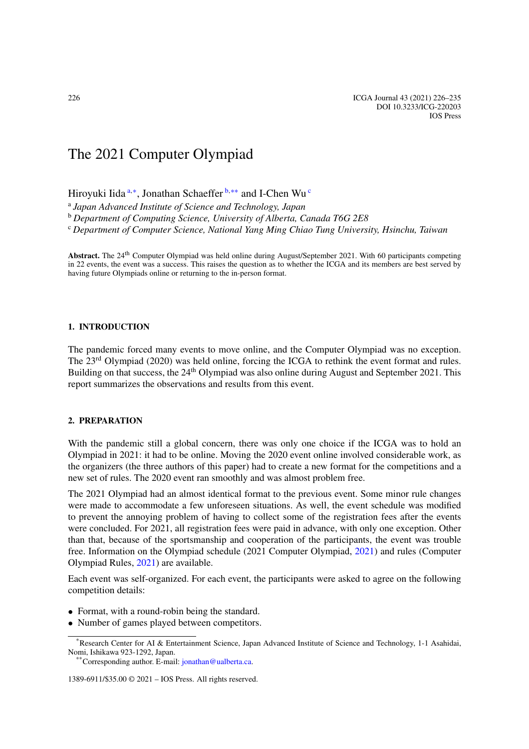# The 2021 Computer Olympiad

Hiroyuki Iida [a,*], Jonathan Schaeffer [b,**] and I-Chen Wu [c]

[a] *Japan Advanced Institute of Science and Technology, Japan*
[b] *Department of Computing Science, University of Alberta, Canada T6G 2E8*
[c] *Department of Computer Science, National Yang Ming Chiao Tung University, Hsinchu, Taiwan*

**Abstract.** The 24th Computer Olympiad was held online during August/September 2021. With 60 participants competing in 22 events, the event was a success. This raises the question as to whether the ICGA and its members are best served by having future Olympiads online or returning to the in-person format.

## 1. INTRODUCTION

The pandemic forced many events to move online, and the Computer Olympiad was no exception. The 23rd Olympiad (2020) was held online, forcing the ICGA to rethink the event format and rules. Building on that success, the 24th Olympiad was also online during August and September 2021. This report summarizes the observations and results from this event.

## 2. PREPARATION

With the pandemic still a global concern, there was only one choice if the ICGA was to hold an Olympiad in 2021: it had to be online. Moving the 2020 event online involved considerable work, as the organizers (the three authors of this paper) had to create a new format for the competitions and a new set of rules. The 2020 event ran smoothly and was almost problem free.

The 2021 Olympiad had an almost identical format to the previous event. Some minor rule changes were made to accommodate a few unforeseen situations. As well, the event schedule was modified to prevent the annoying problem of having to collect some of the registration fees after the events were concluded. For 2021, all registration fees were paid in advance, with only one exception. Other than that, because of the sportsmanship and cooperation of the participants, the event was trouble free. Information on the Olympiad schedule (2021 Computer Olympiad, 2021) and rules (Computer Olympiad Rules, 2021) are available.

Each event was self-organized. For each event, the participants were asked to agree on the following competition details:

- Format, with a round-robin being the standard.
- Number of games played between competitors.

---

*Research Center for AI & Entertainment Science, Japan Advanced Institute of Science and Technology, 1-1 Asahidai, Nomi, Ishikawa 923-1292, Japan.

**Corresponding author. E-mail: jonathan@ualberta.ca.

1389-6911/$35.00 © 2021 – IOS Press. All rights reserved.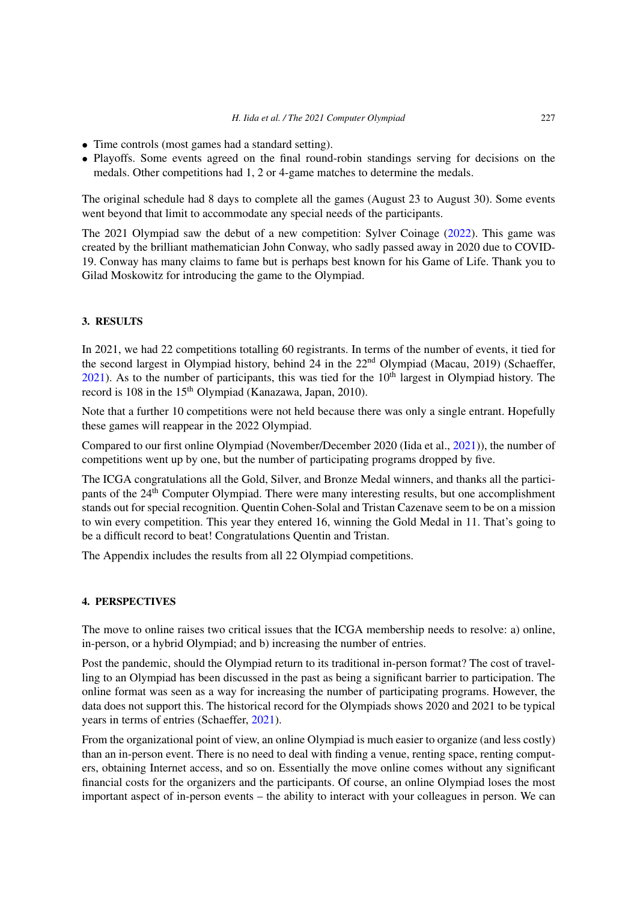- Time controls (most games had a standard setting).
- Playoffs. Some events agreed on the final round-robin standings serving for decisions on the medals. Other competitions had 1, 2 or 4-game matches to determine the medals.

The original schedule had 8 days to complete all the games (August 23 to August 30). Some events went beyond that limit to accommodate any special needs of the participants.

The 2021 Olympiad saw the debut of a new competition: Sylver Coinage (2022). This game was created by the brilliant mathematician John Conway, who sadly passed away in 2020 due to COVID-19. Conway has many claims to fame but is perhaps best known for his Game of Life. Thank you to Gilad Moskowitz for introducing the game to the Olympiad.

## 3. RESULTS

In 2021, we had 22 competitions totalling 60 registrants. In terms of the number of events, it tied for the second largest in Olympiad history, behind 24 in the 22nd Olympiad (Macau, 2019) (Schaeffer, 2021). As to the number of participants, this was tied for the 10th largest in Olympiad history. The record is 108 in the 15th Olympiad (Kanazawa, Japan, 2010).

Note that a further 10 competitions were not held because there was only a single entrant. Hopefully these games will reappear in the 2022 Olympiad.

Compared to our first online Olympiad (November/December 2020 (Iida et al., 2021)), the number of competitions went up by one, but the number of participating programs dropped by five.

The ICGA congratulations all the Gold, Silver, and Bronze Medal winners, and thanks all the participants of the 24th Computer Olympiad. There were many interesting results, but one accomplishment stands out for special recognition. Quentin Cohen-Solal and Tristan Cazenave seem to be on a mission to win every competition. This year they entered 16, winning the Gold Medal in 11. That's going to be a difficult record to beat! Congratulations Quentin and Tristan.

The Appendix includes the results from all 22 Olympiad competitions.

## 4. PERSPECTIVES

The move to online raises two critical issues that the ICGA membership needs to resolve: a) online, in-person, or a hybrid Olympiad; and b) increasing the number of entries.

Post the pandemic, should the Olympiad return to its traditional in-person format? The cost of travelling to an Olympiad has been discussed in the past as being a significant barrier to participation. The online format was seen as a way for increasing the number of participating programs. However, the data does not support this. The historical record for the Olympiads shows 2020 and 2021 to be typical years in terms of entries (Schaeffer, 2021).

From the organizational point of view, an online Olympiad is much easier to organize (and less costly) than an in-person event. There is no need to deal with finding a venue, renting space, renting computers, obtaining Internet access, and so on. Essentially the move online comes without any significant financial costs for the organizers and the participants. Of course, an online Olympiad loses the most important aspect of in-person events – the ability to interact with your colleagues in person. We can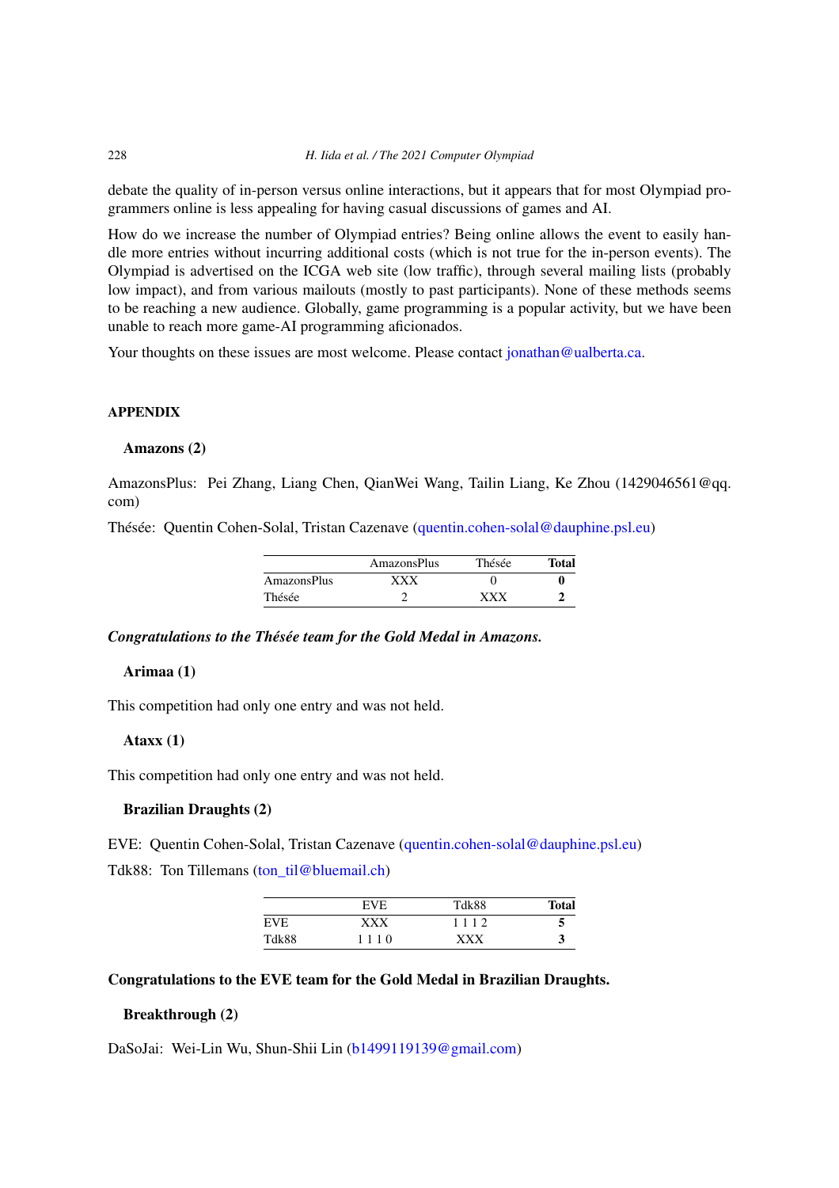debate the quality of in-person versus online interactions, but it appears that for most Olympiad programmers online is less appealing for having casual discussions of games and AI.

How do we increase the number of Olympiad entries? Being online allows the event to easily handle more entries without incurring additional costs (which is not true for the in-person events). The Olympiad is advertised on the ICGA web site (low traffic), through several mailing lists (probably low impact), and from various mailouts (mostly to past participants). None of these methods seems to be reaching a new audience. Globally, game programming is a popular activity, but we have been unable to reach more game-AI programming aficionados.

Your thoughts on these issues are most welcome. Please contact jonathan@ualberta.ca.

## APPENDIX

### Amazons (2)

AmazonsPlus: Pei Zhang, Liang Chen, QianWei Wang, Tailin Liang, Ke Zhou (1429046561@qq.com)

Thésée: Quentin Cohen-Solal, Tristan Cazenave (quentin.cohen-solal@dauphine.psl.eu)

| | AmazonsPlus | Thésée | **Total** |
|---|---|---|---|
| AmazonsPlus | XXX | 0 | **0** |
| Thésée | 2 | XXX | **2** |

***Congratulations to the Thésée team for the Gold Medal in Amazons.***

### Arimaa (1)

This competition had only one entry and was not held.

### Ataxx (1)

This competition had only one entry and was not held.

### Brazilian Draughts (2)

EVE: Quentin Cohen-Solal, Tristan Cazenave (quentin.cohen-solal@dauphine.psl.eu)

Tdk88: Ton Tillemans (ton_til@bluemail.ch)

| | EVE | Tdk88 | **Total** |
|---|---|---|---|
| EVE | XXX | 1 1 1 2 | **5** |
| Tdk88 | 1 1 1 0 | XXX | **3** |

**Congratulations to the EVE team for the Gold Medal in Brazilian Draughts.**

### Breakthrough (2)

DaSoJai: Wei-Lin Wu, Shun-Shii Lin (b1499119139@gmail.com)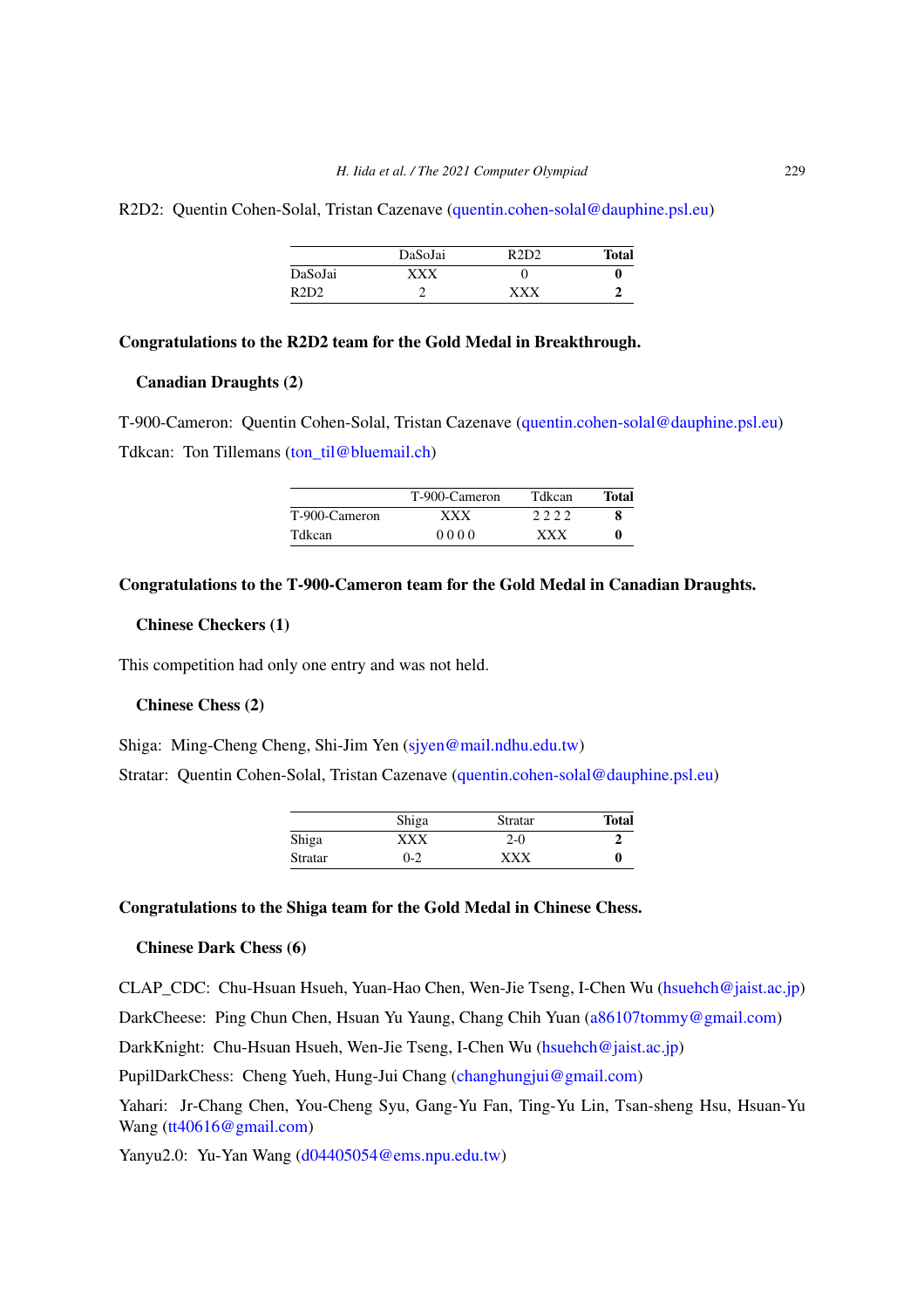R2D2: Quentin Cohen-Solal, Tristan Cazenave (quentin.cohen-solal@dauphine.psl.eu)

| | DaSoJai | R2D2 | **Total** |
|---|---|---|---|
| DaSoJai | XXX | 0 | **0** |
| R2D2 | 2 | XXX | **2** |

**Congratulations to the R2D2 team for the Gold Medal in Breakthrough.**

**Canadian Draughts (2)**

T-900-Cameron: Quentin Cohen-Solal, Tristan Cazenave (quentin.cohen-solal@dauphine.psl.eu)

Tdkcan: Ton Tillemans (ton_til@bluemail.ch)

| | T-900-Cameron | Tdkcan | **Total** |
|---|---|---|---|
| T-900-Cameron | XXX | 2 2 2 2 | **8** |
| Tdkcan | 0 0 0 0 | XXX | **0** |

**Congratulations to the T-900-Cameron team for the Gold Medal in Canadian Draughts.**

**Chinese Checkers (1)**

This competition had only one entry and was not held.

**Chinese Chess (2)**

Shiga: Ming-Cheng Cheng, Shi-Jim Yen (sjyen@mail.ndhu.edu.tw)

Stratar: Quentin Cohen-Solal, Tristan Cazenave (quentin.cohen-solal@dauphine.psl.eu)

| | Shiga | Stratar | **Total** |
|---|---|---|---|
| Shiga | XXX | 2-0 | **2** |
| Stratar | 0-2 | XXX | **0** |

**Congratulations to the Shiga team for the Gold Medal in Chinese Chess.**

**Chinese Dark Chess (6)**

CLAP_CDC: Chu-Hsuan Hsueh, Yuan-Hao Chen, Wen-Jie Tseng, I-Chen Wu (hsuehch@jaist.ac.jp)

DarkCheese: Ping Chun Chen, Hsuan Yu Yaung, Chang Chih Yuan (a86107tommy@gmail.com)

DarkKnight: Chu-Hsuan Hsueh, Wen-Jie Tseng, I-Chen Wu (hsuehch@jaist.ac.jp)

PupilDarkChess: Cheng Yueh, Hung-Jui Chang (changhungjui@gmail.com)

Yahari: Jr-Chang Chen, You-Cheng Syu, Gang-Yu Fan, Ting-Yu Lin, Tsan-sheng Hsu, Hsuan-Yu Wang (tt40616@gmail.com)

Yanyu2.0: Yu-Yan Wang (d04405054@ems.npu.edu.tw)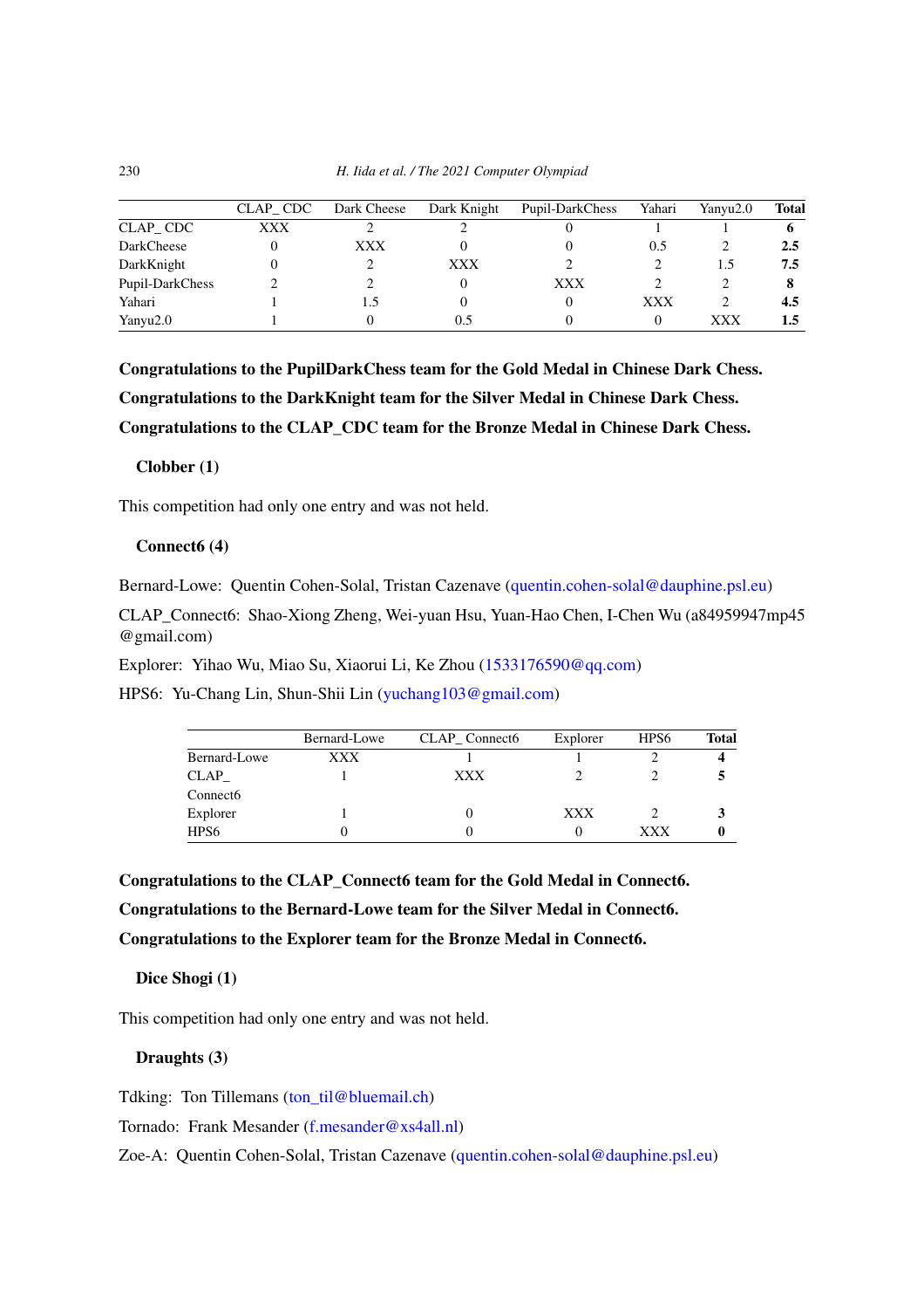|  | CLAP_ CDC | Dark Cheese | Dark Knight | Pupil-DarkChess | Yahari | Yanyu2.0 | **Total** |
|---|---|---|---|---|---|---|---|
| CLAP_ CDC | XXX | 2 | 2 | 0 | 1 | 1 | **6** |
| DarkCheese | 0 | XXX | 0 | 0 | 0.5 | 2 | **2.5** |
| DarkKnight | 0 | 2 | XXX | 2 | 2 | 1.5 | **7.5** |
| Pupil-DarkChess | 2 | 2 | 0 | XXX | 2 | 2 | **8** |
| Yahari | 1 | 1.5 | 0 | 0 | XXX | 2 | **4.5** |
| Yanyu2.0 | 1 | 0 | 0.5 | 0 | 0 | XXX | **1.5** |

**Congratulations to the PupilDarkChess team for the Gold Medal in Chinese Dark Chess.**

**Congratulations to the DarkKnight team for the Silver Medal in Chinese Dark Chess.**

**Congratulations to the CLAP_CDC team for the Bronze Medal in Chinese Dark Chess.**

### Clobber (1)

This competition had only one entry and was not held.

### Connect6 (4)

Bernard-Lowe: Quentin Cohen-Solal, Tristan Cazenave (quentin.cohen-solal@dauphine.psl.eu)

CLAP_Connect6: Shao-Xiong Zheng, Wei-yuan Hsu, Yuan-Hao Chen, I-Chen Wu (a84959947mp45@gmail.com)

Explorer: Yihao Wu, Miao Su, Xiaorui Li, Ke Zhou (1533176590@qq.com)

HPS6: Yu-Chang Lin, Shun-Shii Lin (yuchang103@gmail.com)

|  | Bernard-Lowe | CLAP_ Connect6 | Explorer | HPS6 | **Total** |
|---|---|---|---|---|---|
| Bernard-Lowe | XXX | 1 | 1 | 2 | **4** |
| CLAP_ Connect6 | 1 | XXX | 2 | 2 | **5** |
| Explorer | 1 | 0 | XXX | 2 | **3** |
| HPS6 | 0 | 0 | 0 | XXX | **0** |

**Congratulations to the CLAP_Connect6 team for the Gold Medal in Connect6.**

**Congratulations to the Bernard-Lowe team for the Silver Medal in Connect6.**

**Congratulations to the Explorer team for the Bronze Medal in Connect6.**

### Dice Shogi (1)

This competition had only one entry and was not held.

### Draughts (3)

Tdking: Ton Tillemans (ton_til@bluemail.ch)

Tornado: Frank Mesander (f.mesander@xs4all.nl)

Zoe-A: Quentin Cohen-Solal, Tristan Cazenave (quentin.cohen-solal@dauphine.psl.eu)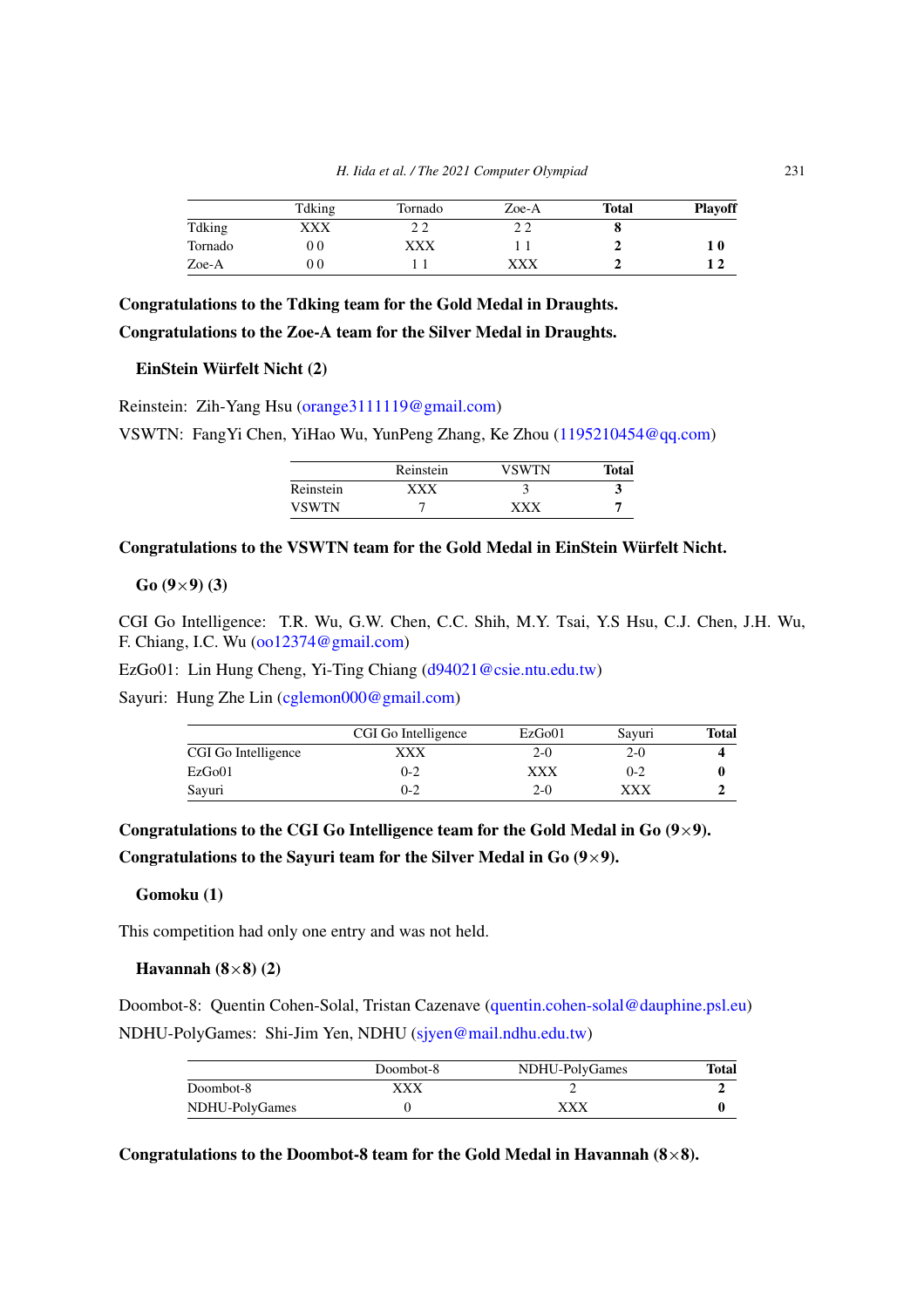|  | Tdking | Tornado | Zoe-A | **Total** | **Playoff** |
|---|---|---|---|---|---|
| Tdking | XXX | 2 2 | 2 2 | **8** |  |
| Tornado | 0 0 | XXX | 1 1 | **2** | **1 0** |
| Zoe-A | 0 0 | 1 1 | XXX | **2** | **1 2** |

**Congratulations to the Tdking team for the Gold Medal in Draughts.**

**Congratulations to the Zoe-A team for the Silver Medal in Draughts.**

### EinStein Würfelt Nicht (2)

Reinstein: Zih-Yang Hsu (orange3111119@gmail.com)

VSWTN: FangYi Chen, YiHao Wu, YunPeng Zhang, Ke Zhou (1195210454@qq.com)

|  | Reinstein | VSWTN | **Total** |
|---|---|---|---|
| Reinstein | XXX | 3 | **3** |
| VSWTN | 7 | XXX | **7** |

**Congratulations to the VSWTN team for the Gold Medal in EinStein Würfelt Nicht.**

### Go (9×9) (3)

CGI Go Intelligence: T.R. Wu, G.W. Chen, C.C. Shih, M.Y. Tsai, Y.S Hsu, C.J. Chen, J.H. Wu, F. Chiang, I.C. Wu (oo12374@gmail.com)

EzGo01: Lin Hung Cheng, Yi-Ting Chiang (d94021@csie.ntu.edu.tw)

Sayuri: Hung Zhe Lin (cglemon000@gmail.com)

|  | CGI Go Intelligence | EzGo01 | Sayuri | **Total** |
|---|---|---|---|---|
| CGI Go Intelligence | XXX | 2-0 | 2-0 | **4** |
| EzGo01 | 0-2 | XXX | 0-2 | **0** |
| Sayuri | 0-2 | 2-0 | XXX | **2** |

**Congratulations to the CGI Go Intelligence team for the Gold Medal in Go (9×9).**

**Congratulations to the Sayuri team for the Silver Medal in Go (9×9).**

### Gomoku (1)

This competition had only one entry and was not held.

### Havannah (8×8) (2)

Doombot-8: Quentin Cohen-Solal, Tristan Cazenave (quentin.cohen-solal@dauphine.psl.eu)

NDHU-PolyGames: Shi-Jim Yen, NDHU (sjyen@mail.ndhu.edu.tw)

|  | Doombot-8 | NDHU-PolyGames | **Total** |
|---|---|---|---|
| Doombot-8 | XXX | 2 | **2** |
| NDHU-PolyGames | 0 | XXX | **0** |

**Congratulations to the Doombot-8 team for the Gold Medal in Havannah (8×8).**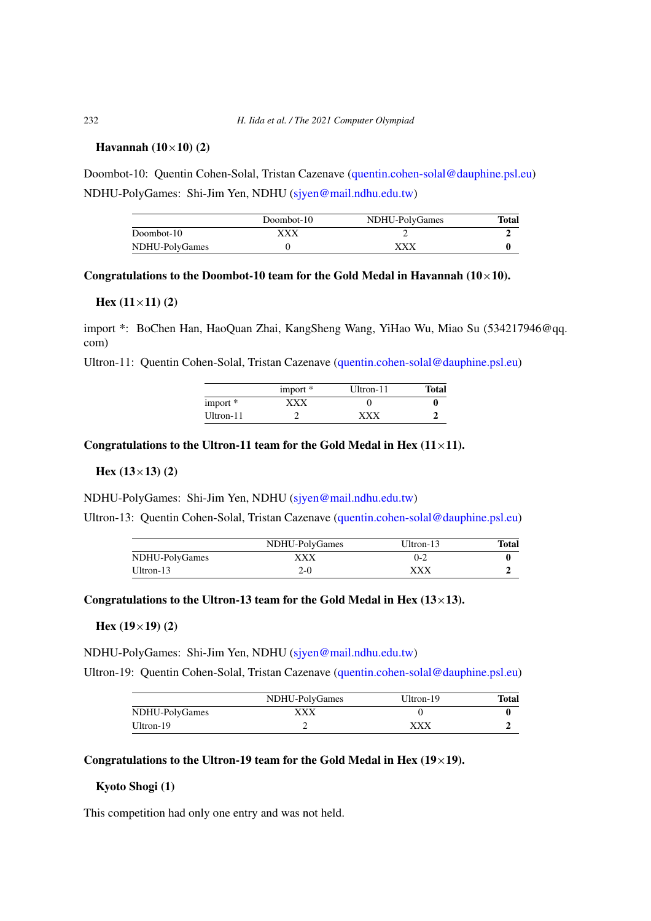### Havannah (10×10) (2)

Doombot-10: Quentin Cohen-Solal, Tristan Cazenave (quentin.cohen-solal@dauphine.psl.eu)

NDHU-PolyGames: Shi-Jim Yen, NDHU (sjyen@mail.ndhu.edu.tw)

| | Doombot-10 | NDHU-PolyGames | Total |
|---|---|---|---|
| Doombot-10 | XXX | 2 | **2** |
| NDHU-PolyGames | 0 | XXX | **0** |

**Congratulations to the Doombot-10 team for the Gold Medal in Havannah (10×10).**

### Hex (11×11) (2)

import *: BoChen Han, HaoQuan Zhai, KangSheng Wang, YiHao Wu, Miao Su (534217946@qq.com)

Ultron-11: Quentin Cohen-Solal, Tristan Cazenave (quentin.cohen-solal@dauphine.psl.eu)

| | import * | Ultron-11 | Total |
|---|---|---|---|
| import * | XXX | 0 | **0** |
| Ultron-11 | 2 | XXX | **2** |

**Congratulations to the Ultron-11 team for the Gold Medal in Hex (11×11).**

### Hex (13×13) (2)

NDHU-PolyGames: Shi-Jim Yen, NDHU (sjyen@mail.ndhu.edu.tw)

Ultron-13: Quentin Cohen-Solal, Tristan Cazenave (quentin.cohen-solal@dauphine.psl.eu)

| | NDHU-PolyGames | Ultron-13 | Total |
|---|---|---|---|
| NDHU-PolyGames | XXX | 0-2 | **0** |
| Ultron-13 | 2-0 | XXX | **2** |

**Congratulations to the Ultron-13 team for the Gold Medal in Hex (13×13).**

### Hex (19×19) (2)

NDHU-PolyGames: Shi-Jim Yen, NDHU (sjyen@mail.ndhu.edu.tw)

Ultron-19: Quentin Cohen-Solal, Tristan Cazenave (quentin.cohen-solal@dauphine.psl.eu)

| | NDHU-PolyGames | Ultron-19 | Total |
|---|---|---|---|
| NDHU-PolyGames | XXX | 0 | **0** |
| Ultron-19 | 2 | XXX | **2** |

**Congratulations to the Ultron-19 team for the Gold Medal in Hex (19×19).**

### Kyoto Shogi (1)

This competition had only one entry and was not held.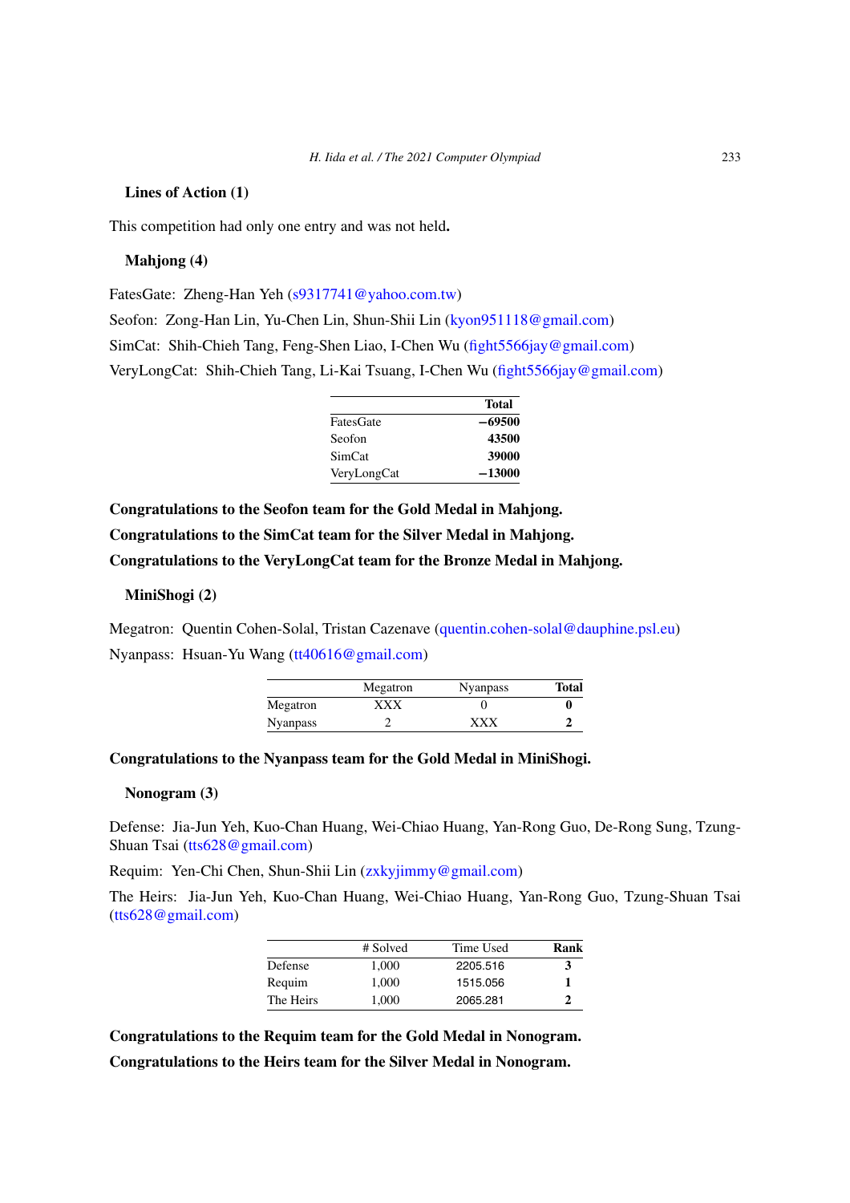### Lines of Action (1)

This competition had only one entry and was not held.

### Mahjong (4)

FatesGate: Zheng-Han Yeh (s9317741@yahoo.com.tw)

Seofon: Zong-Han Lin, Yu-Chen Lin, Shun-Shii Lin (kyon951118@gmail.com)

SimCat: Shih-Chieh Tang, Feng-Shen Liao, I-Chen Wu (fight5566jay@gmail.com)

VeryLongCat: Shih-Chieh Tang, Li-Kai Tsuang, I-Chen Wu (fight5566jay@gmail.com)

| | **Total** |
|---|---|
| FatesGate | **−69500** |
| Seofon | **43500** |
| SimCat | **39000** |
| VeryLongCat | **−13000** |

**Congratulations to the Seofon team for the Gold Medal in Mahjong.**

**Congratulations to the SimCat team for the Silver Medal in Mahjong.**

**Congratulations to the VeryLongCat team for the Bronze Medal in Mahjong.**

### MiniShogi (2)

Megatron: Quentin Cohen-Solal, Tristan Cazenave (quentin.cohen-solal@dauphine.psl.eu)

Nyanpass: Hsuan-Yu Wang (tt40616@gmail.com)

| | Megatron | Nyanpass | **Total** |
|---|---|---|---|
| Megatron | XXX | 0 | **0** |
| Nyanpass | 2 | XXX | **2** |

**Congratulations to the Nyanpass team for the Gold Medal in MiniShogi.**

### Nonogram (3)

Defense: Jia-Jun Yeh, Kuo-Chan Huang, Wei-Chiao Huang, Yan-Rong Guo, De-Rong Sung, Tzung-Shuan Tsai (tts628@gmail.com)

Requim: Yen-Chi Chen, Shun-Shii Lin (zxkyjimmy@gmail.com)

The Heirs: Jia-Jun Yeh, Kuo-Chan Huang, Wei-Chiao Huang, Yan-Rong Guo, Tzung-Shuan Tsai (tts628@gmail.com)

| | # Solved | Time Used | **Rank** |
|---|---|---|---|
| Defense | 1,000 | 2205.516 | **3** |
| Requim | 1,000 | 1515.056 | **1** |
| The Heirs | 1,000 | 2065.281 | **2** |

**Congratulations to the Requim team for the Gold Medal in Nonogram.**

**Congratulations to the Heirs team for the Silver Medal in Nonogram.**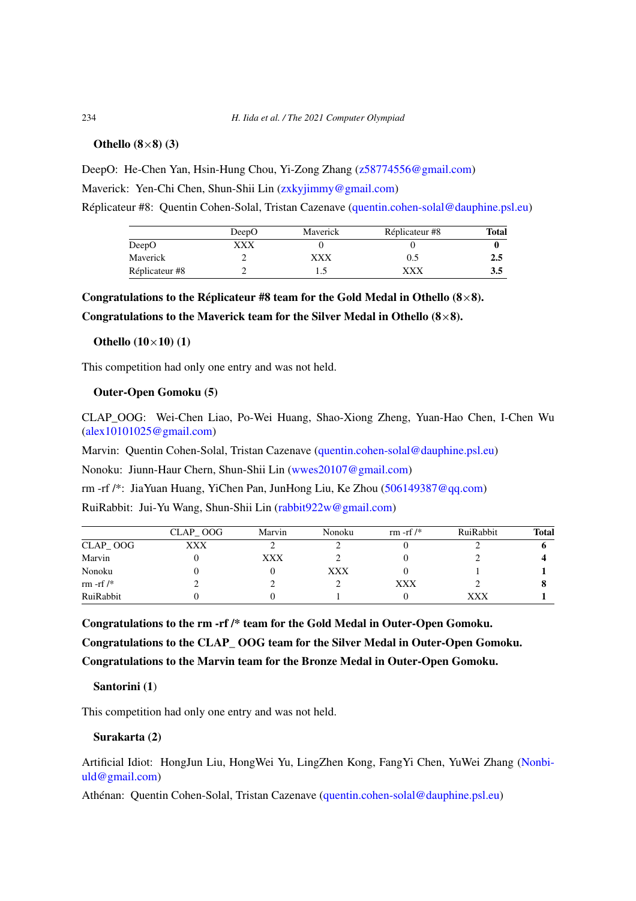### Othello (8×8) (3)

DeepO: He-Chen Yan, Hsin-Hung Chou, Yi-Zong Zhang (z58774556@gmail.com)

Maverick: Yen-Chi Chen, Shun-Shii Lin (zxkyjimmy@gmail.com)

Réplicateur #8: Quentin Cohen-Solal, Tristan Cazenave (quentin.cohen-solal@dauphine.psl.eu)

| | DeepO | Maverick | Réplicateur #8 | **Total** |
|---|---|---|---|---|
| DeepO | XXX | 0 | 0 | **0** |
| Maverick | 2 | XXX | 0.5 | **2.5** |
| Réplicateur #8 | 2 | 1.5 | XXX | **3.5** |

**Congratulations to the Réplicateur #8 team for the Gold Medal in Othello (8×8).**

**Congratulations to the Maverick team for the Silver Medal in Othello (8×8).**

### Othello (10×10) (1)

This competition had only one entry and was not held.

### Outer-Open Gomoku (5)

CLAP_OOG: Wei-Chen Liao, Po-Wei Huang, Shao-Xiong Zheng, Yuan-Hao Chen, I-Chen Wu (alex10101025@gmail.com)

Marvin: Quentin Cohen-Solal, Tristan Cazenave (quentin.cohen-solal@dauphine.psl.eu)

Nonoku: Jiunn-Haur Chern, Shun-Shii Lin (wwes20107@gmail.com)

rm -rf /*: JiaYuan Huang, YiChen Pan, JunHong Liu, Ke Zhou (506149387@qq.com)

RuiRabbit: Jui-Yu Wang, Shun-Shii Lin (rabbit922w@gmail.com)

| | CLAP_ OOG | Marvin | Nonoku | rm -rf /* | RuiRabbit | **Total** |
|---|---|---|---|---|---|---|
| CLAP_ OOG | XXX | 2 | 2 | 0 | 2 | **6** |
| Marvin | 0 | XXX | 2 | 0 | 2 | **4** |
| Nonoku | 0 | 0 | XXX | 0 | 1 | **1** |
| rm -rf /* | 2 | 2 | 2 | XXX | 2 | **8** |
| RuiRabbit | 0 | 0 | 1 | 0 | XXX | **1** |

**Congratulations to the rm -rf /* team for the Gold Medal in Outer-Open Gomoku.**

**Congratulations to the CLAP_ OOG team for the Silver Medal in Outer-Open Gomoku.**

**Congratulations to the Marvin team for the Bronze Medal in Outer-Open Gomoku.**

### Santorini (1)

This competition had only one entry and was not held.

### Surakarta (2)

Artificial Idiot: HongJun Liu, HongWei Yu, LingZhen Kong, FangYi Chen, YuWei Zhang (Nonbiuld@gmail.com)

Athénan: Quentin Cohen-Solal, Tristan Cazenave (quentin.cohen-solal@dauphine.psl.eu)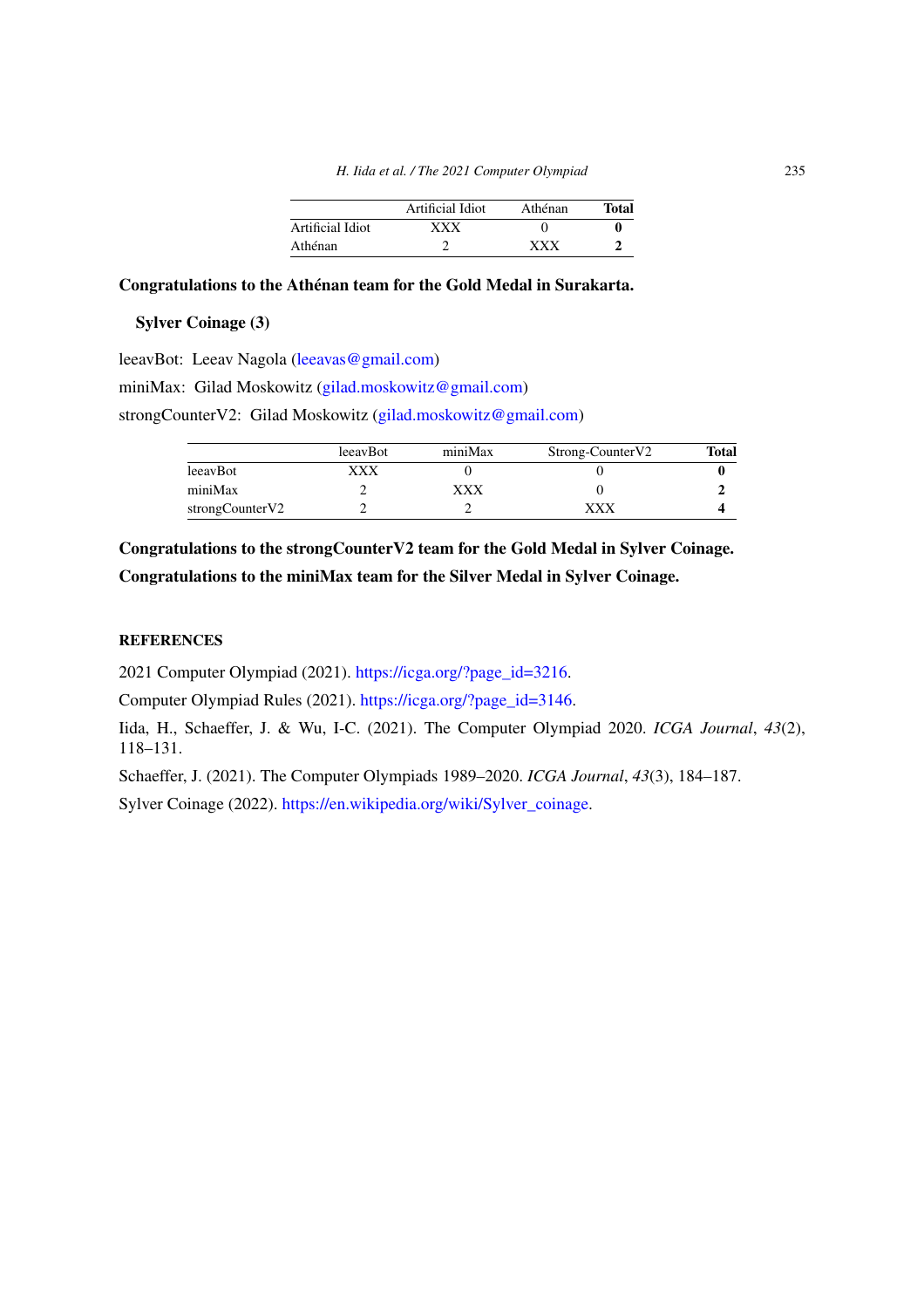| | Artificial Idiot | Athénan | **Total** |
|---|---|---|---|
| Artificial Idiot | XXX | 0 | **0** |
| Athénan | 2 | XXX | **2** |

**Congratulations to the Athénan team for the Gold Medal in Surakarta.**

### Sylver Coinage (3)

leeavBot: Leeav Nagola (leeavas@gmail.com)

miniMax: Gilad Moskowitz (gilad.moskowitz@gmail.com)

strongCounterV2: Gilad Moskowitz (gilad.moskowitz@gmail.com)

| | leeavBot | miniMax | Strong-CounterV2 | **Total** |
|---|---|---|---|---|
| leeavBot | XXX | 0 | 0 | **0** |
| miniMax | 2 | XXX | 0 | **2** |
| strongCounterV2 | 2 | 2 | XXX | **4** |

**Congratulations to the strongCounterV2 team for the Gold Medal in Sylver Coinage.**

**Congratulations to the miniMax team for the Silver Medal in Sylver Coinage.**

## REFERENCES

2021 Computer Olympiad (2021). https://icga.org/?page_id=3216.

Computer Olympiad Rules (2021). https://icga.org/?page_id=3146.

Iida, H., Schaeffer, J. & Wu, I-C. (2021). The Computer Olympiad 2020. *ICGA Journal*, *43*(2), 118–131.

Schaeffer, J. (2021). The Computer Olympiads 1989–2020. *ICGA Journal*, *43*(3), 184–187.

Sylver Coinage (2022). https://en.wikipedia.org/wiki/Sylver_coinage.